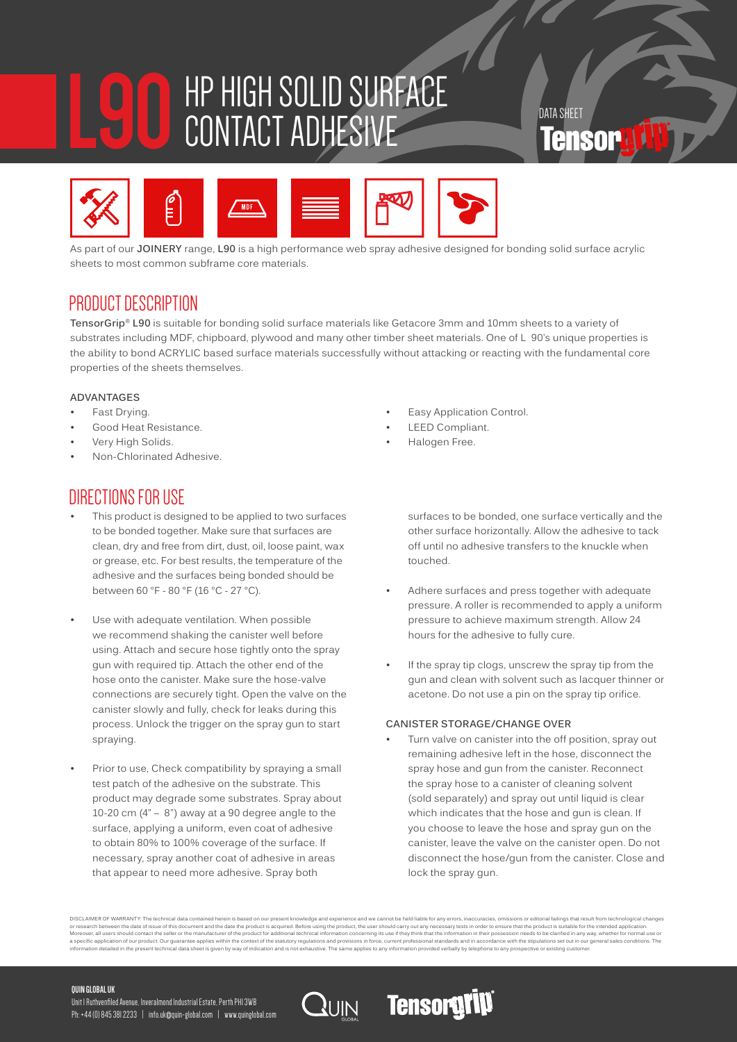# L90 HP HIGH SOLID SURFACE CONTACT ADHESIVE

DATA SHEET

Tensorgrip

As part of our **JOINERY** range, **L90** is a high performance web spray adhesive designed for bonding solid surface acrylic sheets to most common subframe core materials.

## PRODUCT DESCRIPTION

**TensorGrip® L90** is suitable for bonding solid surface materials like Getacore 3mm and 10mm sheets to a variety of substrates including MDF, chipboard, plywood and many other timber sheet materials. One of L 90's unique properties is the ability to bond ACRYLIC based surface materials successfully without attacking or reacting with the fundamental core properties of the sheets themselves.

### ADVANTAGES

- Fast Drying.
- Good Heat Resistance.
- Very High Solids.
- Non-Chlorinated Adhesive.
- Easy Application Control.
- LEED Compliant.
- Halogen Free.

## DIRECTIONS FOR USE

- This product is designed to be applied to two surfaces to be bonded together. Make sure that surfaces are clean, dry and free from dirt, dust, oil, loose paint, wax or grease, etc. For best results, the temperature of the adhesive and the surfaces being bonded should be between 60 °F - 80 °F (16 °C - 27 °C).
- Use with adequate ventilation. When possible we recommend shaking the canister well before using. Attach and secure hose tightly onto the spray gun with required tip. Attach the other end of the hose onto the canister. Make sure the hose-valve connections are securely tight. Open the valve on the canister slowly and fully, check for leaks during this process. Unlock the trigger on the spray gun to start spraying.
- Prior to use, Check compatibility by spraying a small test patch of the adhesive on the substrate. This product may degrade some substrates. Spray about 10-20 cm (4" – 8") away at a 90 degree angle to the surface, applying a uniform, even coat of adhesive to obtain 80% to 100% coverage of the surface. If necessary, spray another coat of adhesive in areas that appear to need more adhesive. Spray both surfaces to be bonded, one surface vertically and the other surface horizontally. Allow the adhesive to tack off until no adhesive transfers to the knuckle when touched.
- Adhere surfaces and press together with adequate pressure. A roller is recommended to apply a uniform pressure to achieve maximum strength. Allow 24 hours for the adhesive to fully cure.
- If the spray tip clogs, unscrew the spray tip from the gun and clean with solvent such as lacquer thinner or acetone. Do not use a pin on the spray tip orifice.

### CANISTER STORAGE/CHANGE OVER

- Turn valve on canister into the off position, spray out remaining adhesive left in the hose, disconnect the spray hose and gun from the canister. Reconnect the spray hose to a canister of cleaning solvent (sold separately) and spray out until liquid is clear which indicates that the hose and gun is clean. If you choose to leave the hose and spray gun on the canister, leave the valve on the canister open. Do not disconnect the hose/gun from the canister. Close and lock the spray gun.

DISCLAIMER OF WARRANTY: The technical data contained herein is based on our present knowledge and experience and we cannot be held liable for any errors, inaccuracies, omissions or editorial failings that result from technological changes or research between the date of issue of this document and the date the product is acquired. Before using the product, the user should carry out any necessary tests in order to ensure that the product is suitable for the intended application. Moreover, all users should contact the seller or the manufacturer of the product for additional technical information concerning its use if they think that the information in their possession needs to be clarified in any way, whether for normal use or a specific application of our product. Our guarantee applies within the context of the statutory regulations and provisions in force, current professional standards and in accordance with the stipulations set out in our general sales conditions. The information detailed in the present technical data sheet is given by way of indication and is not exhaustive. The same applies to any information provided verbally by telephone to any prospective or existing customer.

**QUIN GLOBAL UK**
Unit I Ruthvenfiled Avenue, Inveralmond Industrial Estate, Perth PH1 3WB
Ph: +44 (0) 845 381 2233 | info.uk@quin-global.com | www.quinglobal.com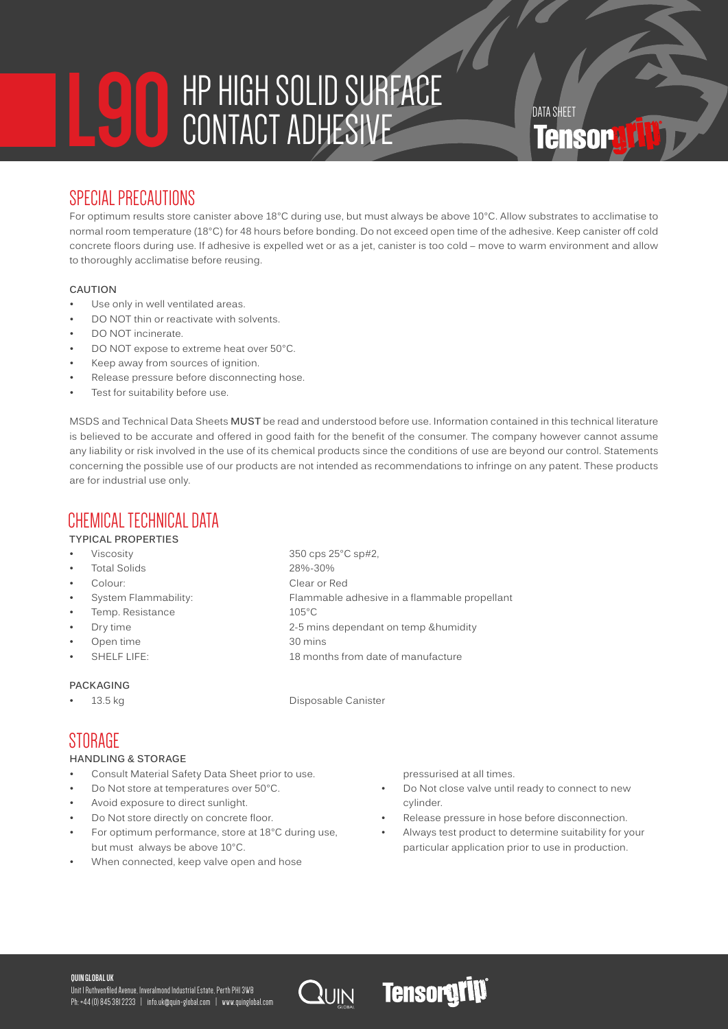# L90 HP HIGH SOLID SURFACE CONTACT ADHESIVE

DATA SHEET

## SPECIAL PRECAUTIONS

For optimum results store canister above 18°C during use, but must always be above 10°C. Allow substrates to acclimatise to normal room temperature (18°C) for 48 hours before bonding. Do not exceed open time of the adhesive. Keep canister off cold concrete floors during use. If adhesive is expelled wet or as a jet, canister is too cold – move to warm environment and allow to thoroughly acclimatise before reusing.

**CAUTION**

- Use only in well ventilated areas.
- DO NOT thin or reactivate with solvents.
- DO NOT incinerate.
- DO NOT expose to extreme heat over 50°C.
- Keep away from sources of ignition.
- Release pressure before disconnecting hose.
- Test for suitability before use.

MSDS and Technical Data Sheets **MUST** be read and understood before use. Information contained in this technical literature is believed to be accurate and offered in good faith for the benefit of the consumer. The company however cannot assume any liability or risk involved in the use of its chemical products since the conditions of use are beyond our control. Statements concerning the possible use of our products are not intended as recommendations to infringe on any patent. These products are for industrial use only.

## CHEMICAL TECHNICAL DATA

**TYPICAL PROPERTIES**

| | |
|---|---|
| Viscosity | 350 cps 25°C sp#2, |
| Total Solids | 28%-30% |
| Colour: | Clear or Red |
| System Flammability: | Flammable adhesive in a flammable propellant |
| Temp. Resistance | 105°C |
| Dry time | 2-5 mins dependant on temp &humidity |
| Open time | 30 mins |
| SHELF LIFE: | 18 months from date of manufacture |

**PACKAGING**

| | |
|---|---|
| 13.5 kg | Disposable Canister |

## STORAGE

**HANDLING & STORAGE**

- Consult Material Safety Data Sheet prior to use.
- Do Not store at temperatures over 50°C.
- Avoid exposure to direct sunlight.
- Do Not store directly on concrete floor.
- For optimum performance, store at 18°C during use, but must always be above 10°C.
- When connected, keep valve open and hose pressurised at all times.
- Do Not close valve until ready to connect to new cylinder.
- Release pressure in hose before disconnection.
- Always test product to determine suitability for your particular application prior to use in production.

**QUIN GLOBAL UK**
Unit I Ruthvenfiled Avenue, Inveralmond Industrial Estate, Perth PH1 3WB
Ph: +44 (0) 845 381 2233 | info.uk@quin-global.com | www.quinglobal.com